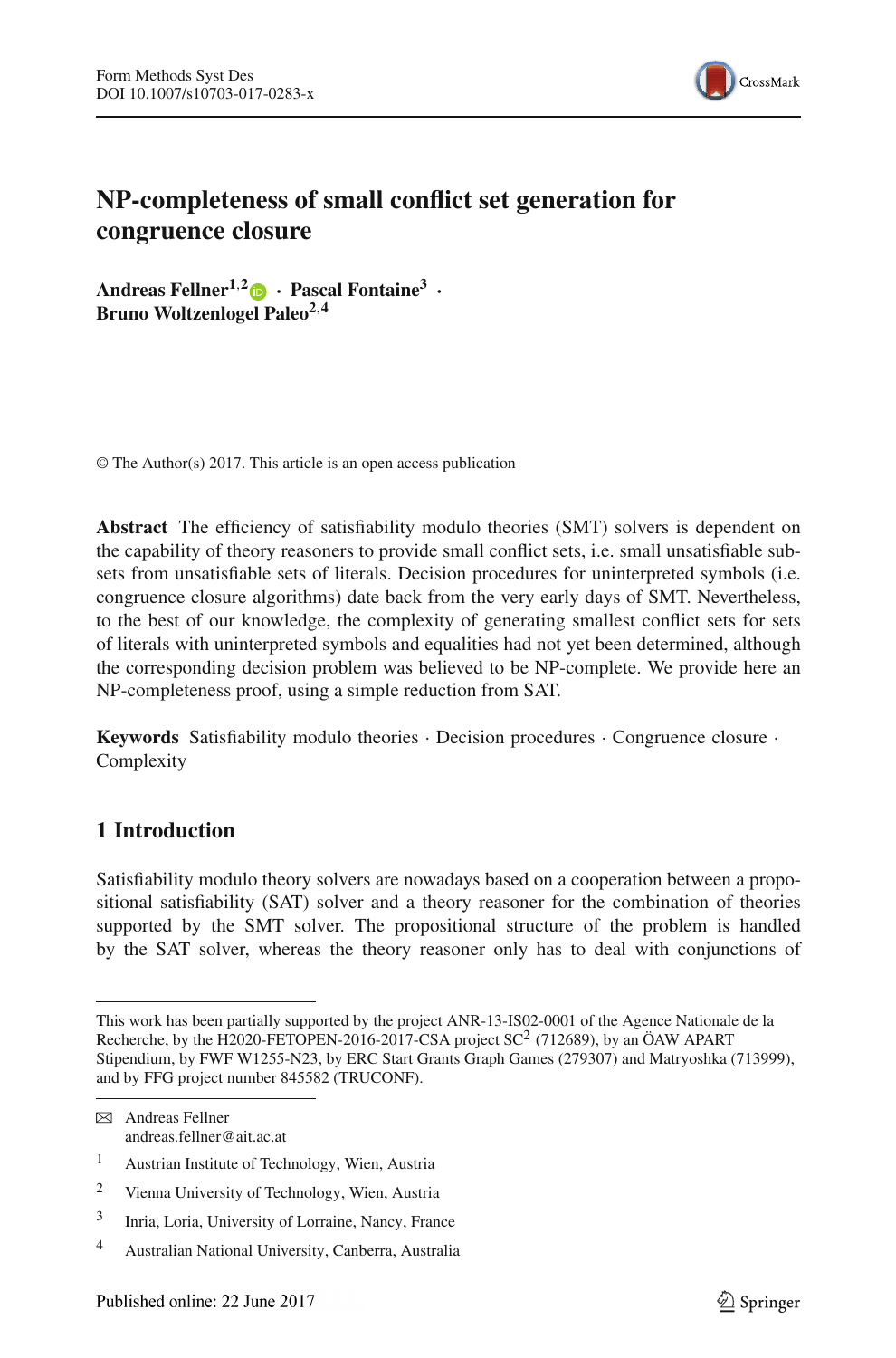# NP-completeness of small conflict set generation for congruence closure

**Andreas Fellner[1,2] · Pascal Fontaine[3] · Bruno Woltzenlogel Paleo[2,4]**

© The Author(s) 2017. This article is an open access publication

**Abstract** The efficiency of satisfiability modulo theories (SMT) solvers is dependent on the capability of theory reasoners to provide small conflict sets, i.e. small unsatisfiable subsets from unsatisfiable sets of literals. Decision procedures for uninterpreted symbols (i.e. congruence closure algorithms) date back from the very early days of SMT. Nevertheless, to the best of our knowledge, the complexity of generating smallest conflict sets for sets of literals with uninterpreted symbols and equalities had not yet been determined, although the corresponding decision problem was believed to be NP-complete. We provide here an NP-completeness proof, using a simple reduction from SAT.

**Keywords** Satisfiability modulo theories · Decision procedures · Congruence closure · Complexity

## 1 Introduction

Satisfiability modulo theory solvers are nowadays based on a cooperation between a propositional satisfiability (SAT) solver and a theory reasoner for the combination of theories supported by the SMT solver. The propositional structure of the problem is handled by the SAT solver, whereas the theory reasoner only has to deal with conjunctions of

---

This work has been partially supported by the project ANR-13-IS02-0001 of the Agence Nationale de la Recherche, by the H2020-FETOPEN-2016-2017-CSA project $SC^2$ (712689), by an ÖAW APART Stipendium, by FWF W1255-N23, by ERC Start Grants Graph Games (279307) and Matryoshka (713999), and by FFG project number 845582 (TRUCONF).

✉ Andreas Fellner
andreas.fellner@ait.ac.at

[1] Austrian Institute of Technology, Wien, Austria

[2] Vienna University of Technology, Wien, Austria

[3] Inria, Loria, University of Lorraine, Nancy, France

[4] Australian National University, Canberra, Australia

Published online: 22 June 2017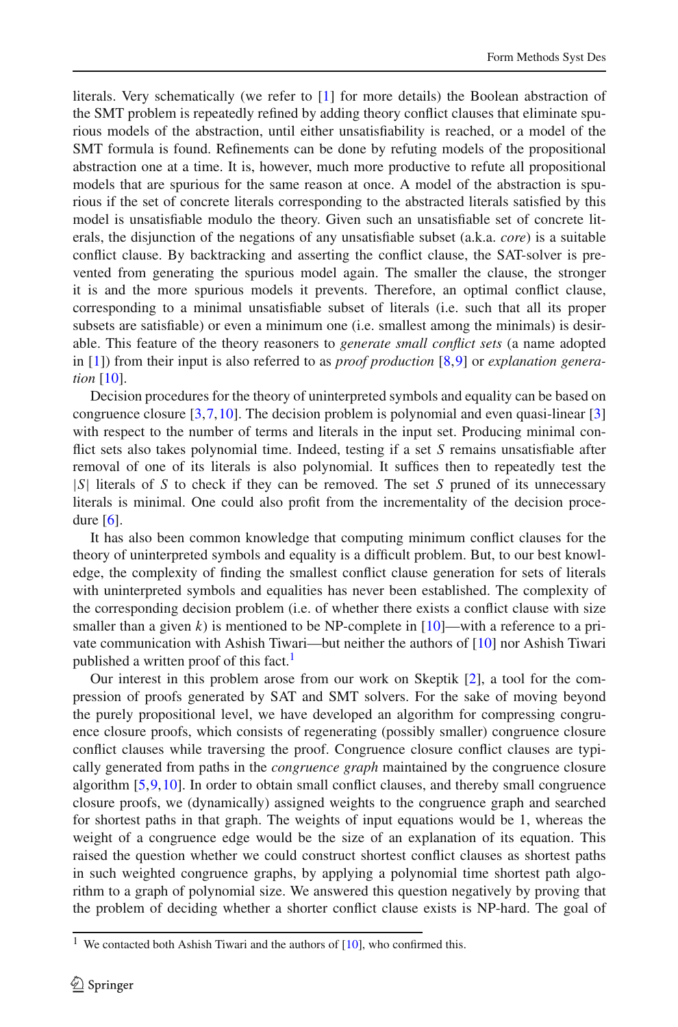literals. Very schematically (we refer to [1] for more details) the Boolean abstraction of the SMT problem is repeatedly refined by adding theory conflict clauses that eliminate spurious models of the abstraction, until either unsatisfiability is reached, or a model of the SMT formula is found. Refinements can be done by refuting models of the propositional abstraction one at a time. It is, however, much more productive to refute all propositional models that are spurious for the same reason at once. A model of the abstraction is spurious if the set of concrete literals corresponding to the abstracted literals satisfied by this model is unsatisfiable modulo the theory. Given such an unsatisfiable set of concrete literals, the disjunction of the negations of any unsatisfiable subset (a.k.a. *core*) is a suitable conflict clause. By backtracking and asserting the conflict clause, the SAT-solver is prevented from generating the spurious model again. The smaller the clause, the stronger it is and the more spurious models it prevents. Therefore, an optimal conflict clause, corresponding to a minimal unsatisfiable subset of literals (i.e. such that all its proper subsets are satisfiable) or even a minimum one (i.e. smallest among the minimals) is desirable. This feature of the theory reasoners to *generate small conflict sets* (a name adopted in [1]) from their input is also referred to as *proof production* [8,9] or *explanation generation* [10].

Decision procedures for the theory of uninterpreted symbols and equality can be based on congruence closure [3,7,10]. The decision problem is polynomial and even quasi-linear [3] with respect to the number of terms and literals in the input set. Producing minimal conflict sets also takes polynomial time. Indeed, testing if a set $S$ remains unsatisfiable after removal of one of its literals is also polynomial. It suffices then to repeatedly test the $|S|$ literals of $S$ to check if they can be removed. The set $S$ pruned of its unnecessary literals is minimal. One could also profit from the incrementality of the decision procedure [6].

It has also been common knowledge that computing minimum conflict clauses for the theory of uninterpreted symbols and equality is a difficult problem. But, to our best knowledge, the complexity of finding the smallest conflict clause generation for sets of literals with uninterpreted symbols and equalities has never been established. The complexity of the corresponding decision problem (i.e. of whether there exists a conflict clause with size smaller than a given $k$) is mentioned to be NP-complete in [10]—with a reference to a private communication with Ashish Tiwari—but neither the authors of [10] nor Ashish Tiwari published a written proof of this fact.[1]

Our interest in this problem arose from our work on Skeptik [2], a tool for the compression of proofs generated by SAT and SMT solvers. For the sake of moving beyond the purely propositional level, we have developed an algorithm for compressing congruence closure proofs, which consists of regenerating (possibly smaller) congruence closure conflict clauses while traversing the proof. Congruence closure conflict clauses are typically generated from paths in the *congruence graph* maintained by the congruence closure algorithm [5,9,10]. In order to obtain small conflict clauses, and thereby small congruence closure proofs, we (dynamically) assigned weights to the congruence graph and searched for shortest paths in that graph. The weights of input equations would be 1, whereas the weight of a congruence edge would be the size of an explanation of its equation. This raised the question whether we could construct shortest conflict clauses as shortest paths in such weighted congruence graphs, by applying a polynomial time shortest path algorithm to a graph of polynomial size. We answered this question negatively by proving that the problem of deciding whether a shorter conflict clause exists is NP-hard. The goal of

[1] We contacted both Ashish Tiwari and the authors of [10], who confirmed this.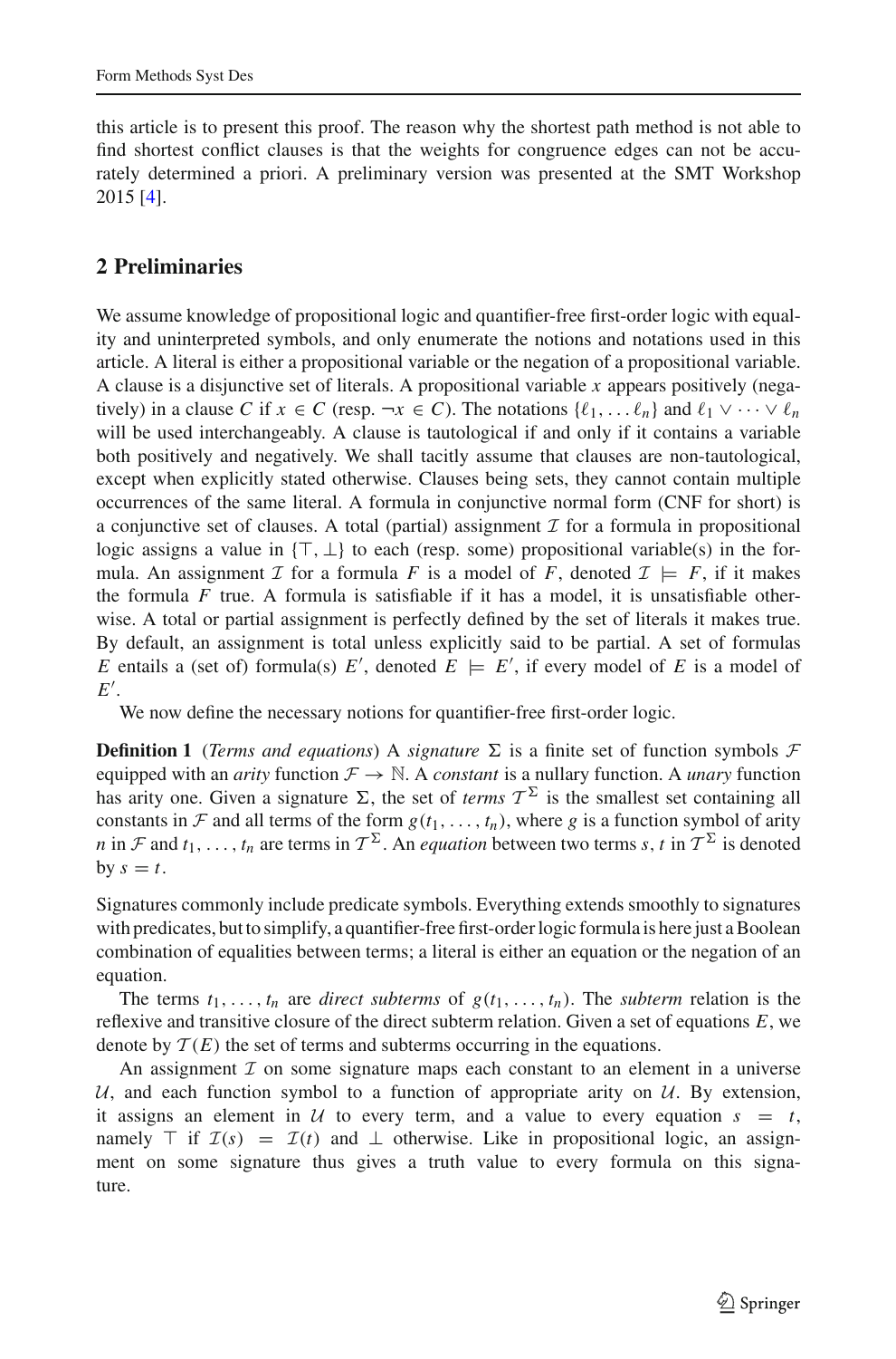this article is to present this proof. The reason why the shortest path method is not able to find shortest conflict clauses is that the weights for congruence edges can not be accurately determined a priori. A preliminary version was presented at the SMT Workshop 2015 [4].

## 2 Preliminaries

We assume knowledge of propositional logic and quantifier-free first-order logic with equality and uninterpreted symbols, and only enumerate the notions and notations used in this article. A literal is either a propositional variable or the negation of a propositional variable. A clause is a disjunctive set of literals. A propositional variable $x$ appears positively (negatively) in a clause $C$ if $x \in C$ (resp. $\neg x \in C$). The notations $\{\ell_1, \ldots \ell_n\}$ and $\ell_1 \vee \cdots \vee \ell_n$ will be used interchangeably. A clause is tautological if and only if it contains a variable both positively and negatively. We shall tacitly assume that clauses are non-tautological, except when explicitly stated otherwise. Clauses being sets, they cannot contain multiple occurrences of the same literal. A formula in conjunctive normal form (CNF for short) is a conjunctive set of clauses. A total (partial) assignment $\mathcal{I}$ for a formula in propositional logic assigns a value in $\{\top, \bot\}$ to each (resp. some) propositional variable(s) in the formula. An assignment $\mathcal{I}$ for a formula $F$ is a model of $F$, denoted $\mathcal{I} \models F$, if it makes the formula $F$ true. A formula is satisfiable if it has a model, it is unsatisfiable otherwise. A total or partial assignment is perfectly defined by the set of literals it makes true. By default, an assignment is total unless explicitly said to be partial. A set of formulas $E$ entails a (set of) formula(s) $E'$, denoted $E \models E'$, if every model of $E$ is a model of $E'$.

We now define the necessary notions for quantifier-free first-order logic.

**Definition 1** (*Terms and equations*) A *signature* $\Sigma$ is a finite set of function symbols $\mathcal{F}$ equipped with an *arity* function $\mathcal{F} \to \mathbb{N}$. A *constant* is a nullary function. A *unary* function has arity one. Given a signature $\Sigma$, the set of *terms* $\mathcal{T}^{\Sigma}$ is the smallest set containing all constants in $\mathcal{F}$ and all terms of the form $g(t_1, \ldots, t_n)$, where $g$ is a function symbol of arity $n$ in $\mathcal{F}$ and $t_1, \ldots, t_n$ are terms in $\mathcal{T}^{\Sigma}$. An *equation* between two terms $s, t$ in $\mathcal{T}^{\Sigma}$ is denoted by $s = t$.

Signatures commonly include predicate symbols. Everything extends smoothly to signatures with predicates, but to simplify, a quantifier-free first-order logic formula is here just a Boolean combination of equalities between terms; a literal is either an equation or the negation of an equation.

The terms $t_1, \ldots, t_n$ are *direct subterms* of $g(t_1, \ldots, t_n)$. The *subterm* relation is the reflexive and transitive closure of the direct subterm relation. Given a set of equations $E$, we denote by $\mathcal{T}(E)$ the set of terms and subterms occurring in the equations.

An assignment $\mathcal{I}$ on some signature maps each constant to an element in a universe $\mathcal{U}$, and each function symbol to a function of appropriate arity on $\mathcal{U}$. By extension, it assigns an element in $\mathcal{U}$ to every term, and a value to every equation $s = t$, namely $\top$ if $\mathcal{I}(s) = \mathcal{I}(t)$ and $\bot$ otherwise. Like in propositional logic, an assignment on some signature thus gives a truth value to every formula on this signature.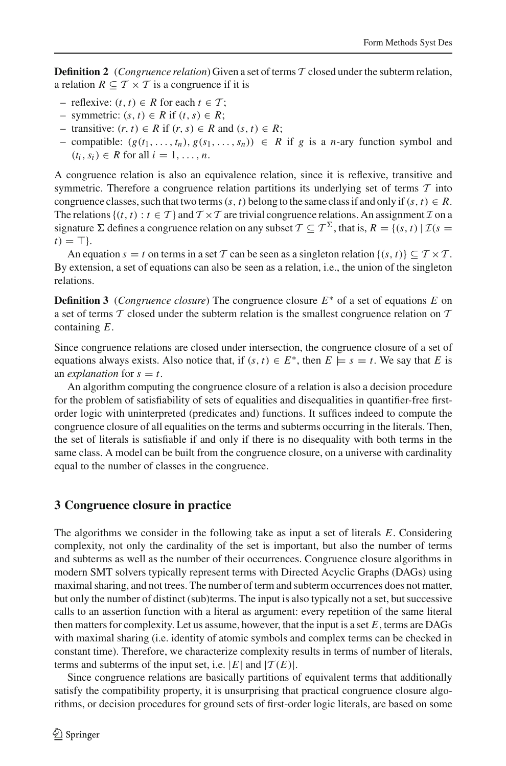**Definition 2** (*Congruence relation*) Given a set of terms $\mathcal{T}$ closed under the subterm relation, a relation $R \subseteq \mathcal{T} \times \mathcal{T}$ is a congruence if it is

- reflexive: $(t, t) \in R$ for each $t \in \mathcal{T}$;
- symmetric: $(s, t) \in R$ if $(t, s) \in R$;
- transitive: $(r, t) \in R$ if $(r, s) \in R$ and $(s, t) \in R$;
- compatible: $(g(t_1, \ldots, t_n), g(s_1, \ldots, s_n)) \in R$ if $g$ is a $n$-ary function symbol and $(t_i, s_i) \in R$ for all $i = 1, \ldots, n$.

A congruence relation is also an equivalence relation, since it is reflexive, transitive and symmetric. Therefore a congruence relation partitions its underlying set of terms $\mathcal{T}$ into congruence classes, such that two terms $(s, t)$ belong to the same class if and only if $(s, t) \in R$. The relations $\{(t, t) : t \in \mathcal{T}\}$ and $\mathcal{T} \times \mathcal{T}$ are trivial congruence relations. An assignment $\mathcal{I}$ on a signature $\Sigma$ defines a congruence relation on any subset $\mathcal{T} \subseteq \mathcal{T}^{\Sigma}$, that is, $R = \{(s, t) \mid \mathcal{I}(s = t) = \top\}$.

An equation $s = t$ on terms in a set $\mathcal{T}$ can be seen as a singleton relation $\{(s, t)\} \subseteq \mathcal{T} \times \mathcal{T}$. By extension, a set of equations can also be seen as a relation, i.e., the union of the singleton relations.

**Definition 3** (*Congruence closure*) The congruence closure $E^*$ of a set of equations $E$ on a set of terms $\mathcal{T}$ closed under the subterm relation is the smallest congruence relation on $\mathcal{T}$ containing $E$.

Since congruence relations are closed under intersection, the congruence closure of a set of equations always exists. Also notice that, if $(s, t) \in E^*$, then $E \models s = t$. We say that $E$ is an *explanation* for $s = t$.

An algorithm computing the congruence closure of a relation is also a decision procedure for the problem of satisfiability of sets of equalities and disequalities in quantifier-free first-order logic with uninterpreted (predicates and) functions. It suffices indeed to compute the congruence closure of all equalities on the terms and subterms occurring in the literals. Then, the set of literals is satisfiable if and only if there is no disequality with both terms in the same class. A model can be built from the congruence closure, on a universe with cardinality equal to the number of classes in the congruence.

## 3 Congruence closure in practice

The algorithms we consider in the following take as input a set of literals $E$. Considering complexity, not only the cardinality of the set is important, but also the number of terms and subterms as well as the number of their occurrences. Congruence closure algorithms in modern SMT solvers typically represent terms with Directed Acyclic Graphs (DAGs) using maximal sharing, and not trees. The number of term and subterm occurrences does not matter, but only the number of distinct (sub)terms. The input is also typically not a set, but successive calls to an assertion function with a literal as argument: every repetition of the same literal then matters for complexity. Let us assume, however, that the input is a set $E$, terms are DAGs with maximal sharing (i.e. identity of atomic symbols and complex terms can be checked in constant time). Therefore, we characterize complexity results in terms of number of literals, terms and subterms of the input set, i.e. $|E|$ and $|\mathcal{T}(E)|$.

Since congruence relations are basically partitions of equivalent terms that additionally satisfy the compatibility property, it is unsurprising that practical congruence closure algorithms, or decision procedures for ground sets of first-order logic literals, are based on some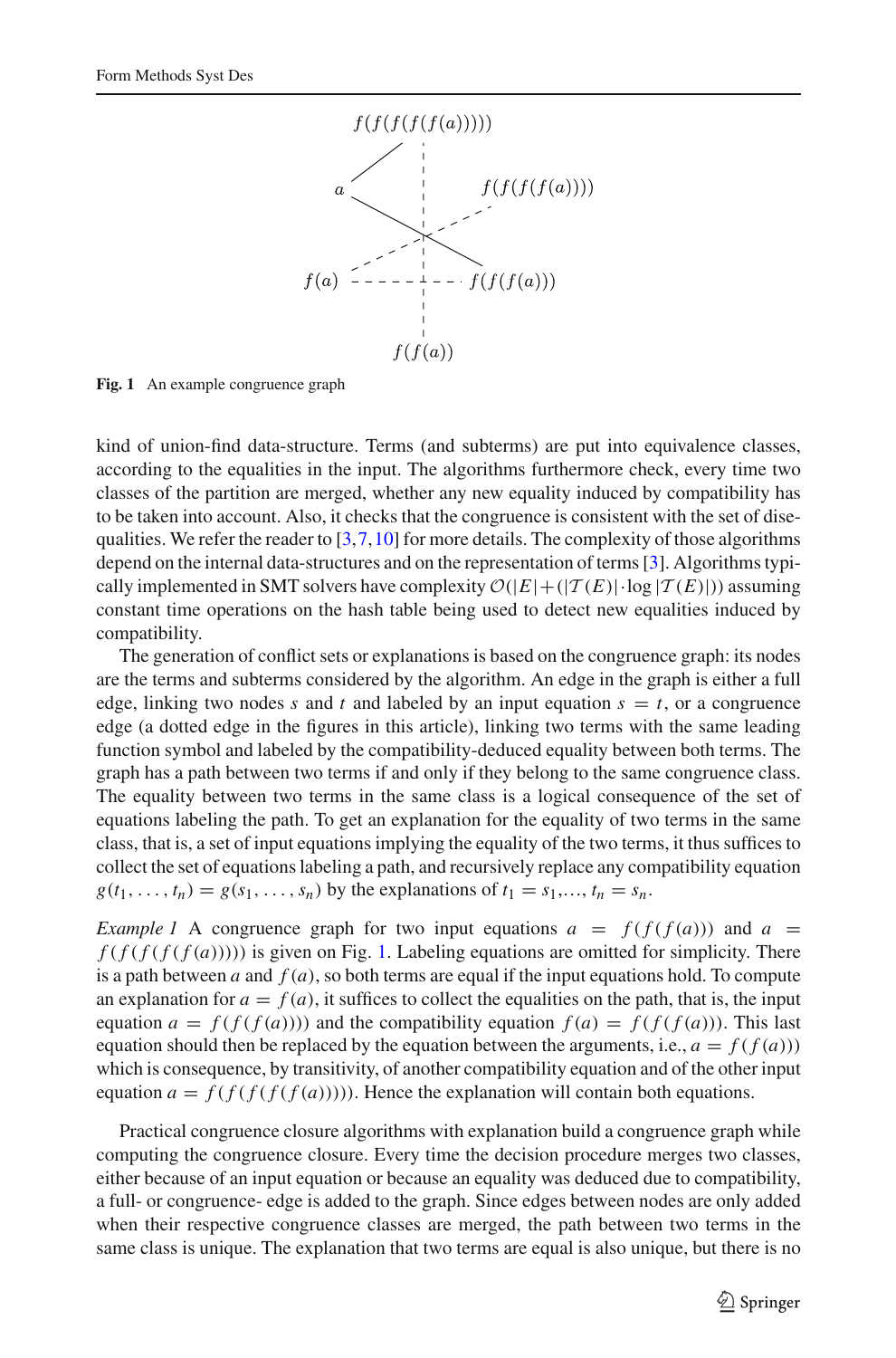Fig. 1 An example congruence graph

kind of union-find data-structure. Terms (and subterms) are put into equivalence classes, according to the equalities in the input. The algorithms furthermore check, every time two classes of the partition are merged, whether any new equality induced by compatibility has to be taken into account. Also, it checks that the congruence is consistent with the set of disequalities. We refer the reader to [3,7,10] for more details. The complexity of those algorithms depend on the internal data-structures and on the representation of terms [3]. Algorithms typically implemented in SMT solvers have complexity $\mathcal{O}(|E| + (|\mathcal{T}(E)| \cdot \log |\mathcal{T}(E)|))$ assuming constant time operations on the hash table being used to detect new equalities induced by compatibility.

The generation of conflict sets or explanations is based on the congruence graph: its nodes are the terms and subterms considered by the algorithm. An edge in the graph is either a full edge, linking two nodes $s$ and $t$ and labeled by an input equation $s = t$, or a congruence edge (a dotted edge in the figures in this article), linking two terms with the same leading function symbol and labeled by the compatibility-deduced equality between both terms. The graph has a path between two terms if and only if they belong to the same congruence class. The equality between two terms in the same class is a logical consequence of the set of equations labeling the path. To get an explanation for the equality of two terms in the same class, that is, a set of input equations implying the equality of the two terms, it thus suffices to collect the set of equations labeling a path, and recursively replace any compatibility equation $g(t_1, \ldots, t_n) = g(s_1, \ldots, s_n)$ by the explanations of $t_1 = s_1, \ldots, t_n = s_n$.

*Example 1* A congruence graph for two input equations $a = f(f(f(a)))$ and $a = f(f(f(f(f(a)))))$ is given on Fig. 1. Labeling equations are omitted for simplicity. There is a path between $a$ and $f(a)$, so both terms are equal if the input equations hold. To compute an explanation for $a = f(a)$, it suffices to collect the equalities on the path, that is, the input equation $a = f(f(f(a)))$ and the compatibility equation $f(a) = f(f(f(a)))$. This last equation should then be replaced by the equation between the arguments, i.e., $a = f(f(a))$ which is consequence, by transitivity, of another compatibility equation and of the other input equation $a = f(f(f(f(f(a)))))$. Hence the explanation will contain both equations.

Practical congruence closure algorithms with explanation build a congruence graph while computing the congruence closure. Every time the decision procedure merges two classes, either because of an input equation or because an equality was deduced due to compatibility, a full- or congruence- edge is added to the graph. Since edges between nodes are only added when their respective congruence classes are merged, the path between two terms in the same class is unique. The explanation that two terms are equal is also unique, but there is no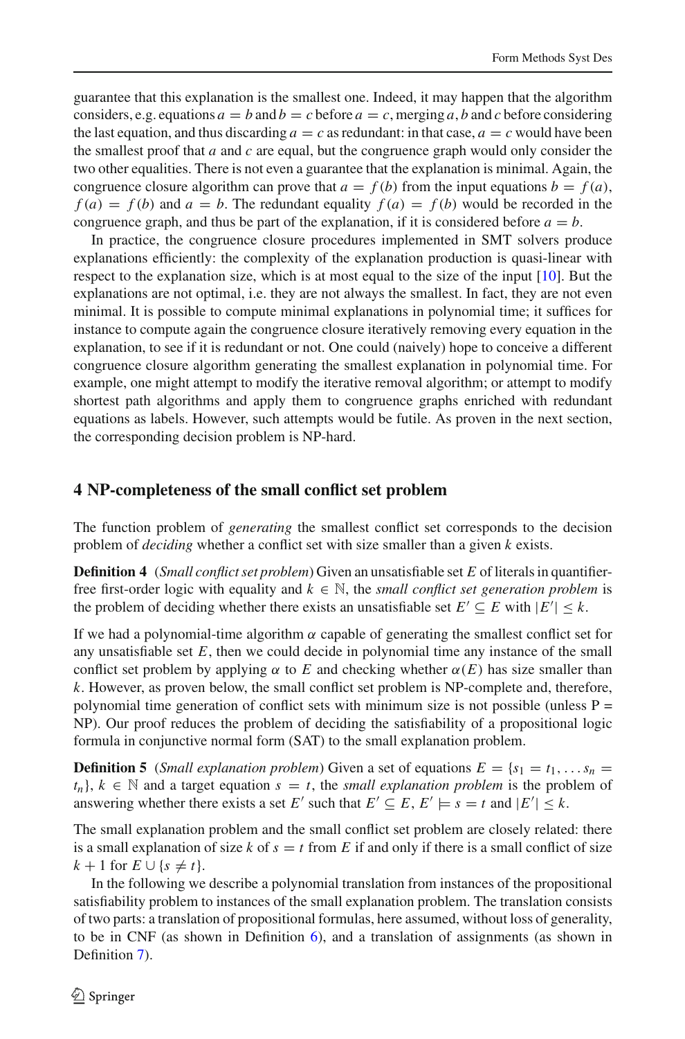guarantee that this explanation is the smallest one. Indeed, it may happen that the algorithm considers, e.g. equations $a = b$ and $b = c$ before $a = c$, merging $a$, $b$ and $c$ before considering the last equation, and thus discarding $a = c$ as redundant: in that case, $a = c$ would have been the smallest proof that $a$ and $c$ are equal, but the congruence graph would only consider the two other equalities. There is not even a guarantee that the explanation is minimal. Again, the congruence closure algorithm can prove that $a = f(b)$ from the input equations $b = f(a)$, $f(a) = f(b)$ and $a = b$. The redundant equality $f(a) = f(b)$ would be recorded in the congruence graph, and thus be part of the explanation, if it is considered before $a = b$.

In practice, the congruence closure procedures implemented in SMT solvers produce explanations efficiently: the complexity of the explanation production is quasi-linear with respect to the explanation size, which is at most equal to the size of the input [10]. But the explanations are not optimal, i.e. they are not always the smallest. In fact, they are not even minimal. It is possible to compute minimal explanations in polynomial time; it suffices for instance to compute again the congruence closure iteratively removing every equation in the explanation, to see if it is redundant or not. One could (naively) hope to conceive a different congruence closure algorithm generating the smallest explanation in polynomial time. For example, one might attempt to modify the iterative removal algorithm; or attempt to modify shortest path algorithms and apply them to congruence graphs enriched with redundant equations as labels. However, such attempts would be futile. As proven in the next section, the corresponding decision problem is NP-hard.

## 4 NP-completeness of the small conflict set problem

The function problem of *generating* the smallest conflict set corresponds to the decision problem of *deciding* whether a conflict set with size smaller than a given $k$ exists.

**Definition 4** (*Small conflict set problem*) Given an unsatisfiable set $E$ of literals in quantifier-free first-order logic with equality and $k \in \mathbb{N}$, the *small conflict set generation problem* is the problem of deciding whether there exists an unsatisfiable set $E' \subseteq E$ with $|E'| \leq k$.

If we had a polynomial-time algorithm $\alpha$ capable of generating the smallest conflict set for any unsatisfiable set $E$, then we could decide in polynomial time any instance of the small conflict set problem by applying $\alpha$ to $E$ and checking whether $\alpha(E)$ has size smaller than $k$. However, as proven below, the small conflict set problem is NP-complete and, therefore, polynomial time generation of conflict sets with minimum size is not possible (unless P = NP). Our proof reduces the problem of deciding the satisfiability of a propositional logic formula in conjunctive normal form (SAT) to the small explanation problem.

**Definition 5** (*Small explanation problem*) Given a set of equations $E = \{s_1 = t_1, \ldots s_n = t_n\}$, $k \in \mathbb{N}$ and a target equation $s = t$, the *small explanation problem* is the problem of answering whether there exists a set $E'$ such that $E' \subseteq E$, $E' \models s = t$ and $|E'| \leq k$.

The small explanation problem and the small conflict set problem are closely related: there is a small explanation of size $k$ of $s = t$ from $E$ if and only if there is a small conflict of size $k + 1$ for $E \cup \{s \neq t\}$.

In the following we describe a polynomial translation from instances of the propositional satisfiability problem to instances of the small explanation problem. The translation consists of two parts: a translation of propositional formulas, here assumed, without loss of generality, to be in CNF (as shown in Definition 6), and a translation of assignments (as shown in Definition 7).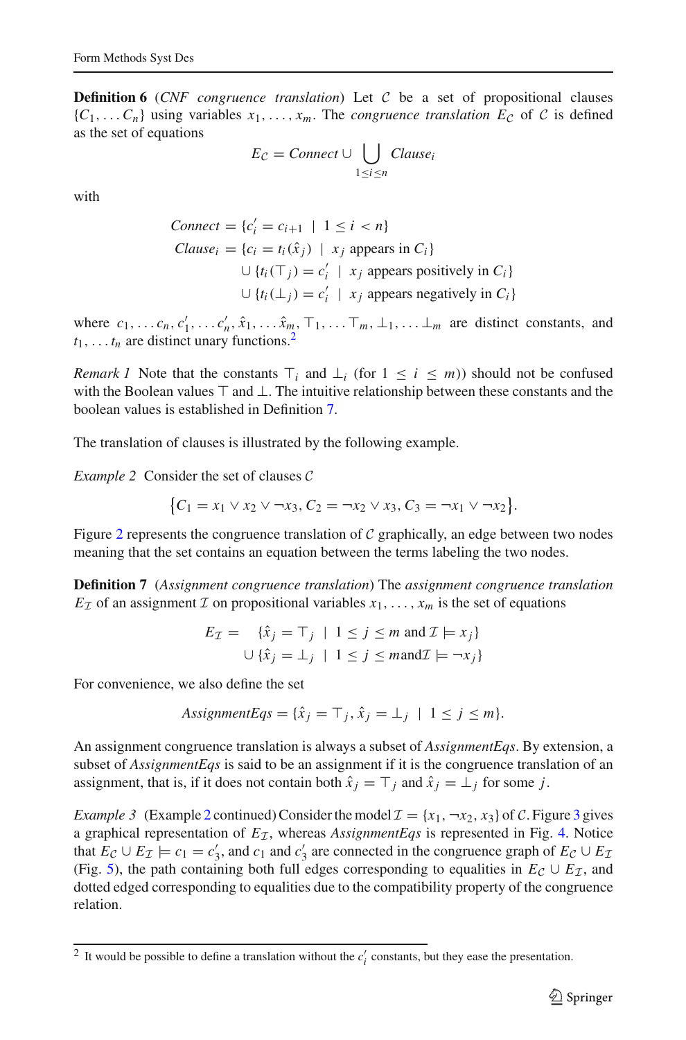**Definition 6** (*CNF congruence translation*) Let $\mathcal{C}$ be a set of propositional clauses $\{C_1, \dots C_n\}$ using variables $x_1, \dots, x_m$. The *congruence translation* $E_{\mathcal{C}}$ of $\mathcal{C}$ is defined as the set of equations

$$E_{\mathcal{C}} = \mathit{Connect} \cup \bigcup_{1 \le i \le n} \mathit{Clause}_i$$

with

$$\begin{aligned}
\mathit{Connect} &= \{c'_i = c_{i+1} \mid 1 \le i < n\} \\
\mathit{Clause}_i &= \{c_i = t_i(\hat{x}_j) \mid x_j \text{ appears in } C_i\} \\
&\quad \cup \{t_i(\top_j) = c'_i \mid x_j \text{ appears positively in } C_i\} \\
&\quad \cup \{t_i(\bot_j) = c'_i \mid x_j \text{ appears negatively in } C_i\}
\end{aligned}$$

where $c_1, \dots c_n, c'_1, \dots c'_n, \hat{x}_1, \dots \hat{x}_m, \top_1, \dots \top_m, \bot_1, \dots \bot_m$ are distinct constants, and $t_1, \dots t_n$ are distinct unary functions.[2]

*Remark 1* Note that the constants $\top_i$ and $\bot_i$ (for $1 \le i \le m$)) should not be confused with the Boolean values $\top$ and $\bot$. The intuitive relationship between these constants and the boolean values is established in Definition 7.

The translation of clauses is illustrated by the following example.

*Example 2* Consider the set of clauses $\mathcal{C}$

$$\{C_1 = x_1 \lor x_2 \lor \neg x_3, C_2 = \neg x_2 \lor x_3, C_3 = \neg x_1 \lor \neg x_2\}.$$

Figure 2 represents the congruence translation of $\mathcal{C}$ graphically, an edge between two nodes meaning that the set contains an equation between the terms labeling the two nodes.

**Definition 7** (*Assignment congruence translation*) The *assignment congruence translation* $E_{\mathcal{I}}$ of an assignment $\mathcal{I}$ on propositional variables $x_1, \dots, x_m$ is the set of equations

$$\begin{aligned}
E_{\mathcal{I}} = &\quad \{\hat{x}_j = \top_j \mid 1 \le j \le m \text{ and } \mathcal{I} \models x_j\} \\
&\cup \{\hat{x}_j = \bot_j \mid 1 \le j \le m \text{and} \mathcal{I} \models \neg x_j\}
\end{aligned}$$

For convenience, we also define the set

$$\mathit{AssignmentEqs} = \{\hat{x}_j = \top_j, \hat{x}_j = \bot_j \mid 1 \le j \le m\}.$$

An assignment congruence translation is always a subset of *AssignmentEqs*. By extension, a subset of *AssignmentEqs* is said to be an assignment if it is the congruence translation of an assignment, that is, if it does not contain both $\hat{x}_j = \top_j$ and $\hat{x}_j = \bot_j$ for some $j$.

*Example 3* (Example 2 continued) Consider the model $\mathcal{I} = \{x_1, \neg x_2, x_3\}$ of $\mathcal{C}$. Figure 3 gives a graphical representation of $E_{\mathcal{I}}$, whereas *AssignmentEqs* is represented in Fig. 4. Notice that $E_{\mathcal{C}} \cup E_{\mathcal{I}} \models c_1 = c'_3$, and $c_1$ and $c'_3$ are connected in the congruence graph of $E_{\mathcal{C}} \cup E_{\mathcal{I}}$ (Fig. 5), the path containing both full edges corresponding to equalities in $E_{\mathcal{C}} \cup E_{\mathcal{I}}$, and dotted edged corresponding to equalities due to the compatibility property of the congruence relation.

[2] It would be possible to define a translation without the $c'_i$ constants, but they ease the presentation.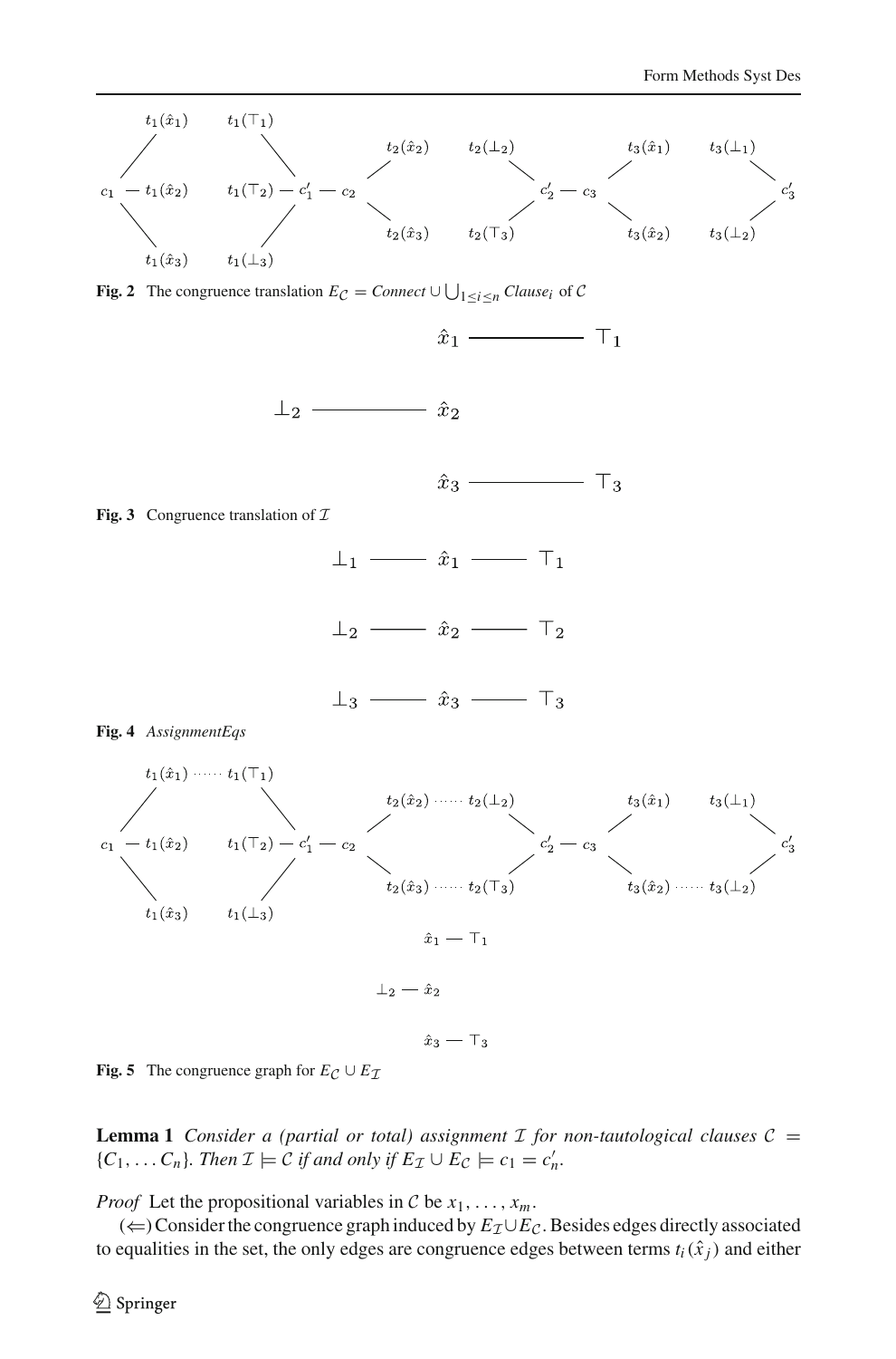Fig. 2 The congruence translation $E_{\mathcal{C}} = Connect \cup \bigcup_{1 \le i \le n} Clause_i$ of $\mathcal{C}$

Fig. 3 Congruence translation of $\mathcal{I}$

Fig. 4 *AssignmentEqs*

Fig. 5 The congruence graph for $E_{\mathcal{C}} \cup E_{\mathcal{I}}$

**Lemma 1** *Consider a (partial or total) assignment* $\mathcal{I}$ *for non-tautological clauses* $\mathcal{C} = \{C_1, \ldots C_n\}$. *Then* $\mathcal{I} \models \mathcal{C}$ *if and only if* $E_{\mathcal{I}} \cup E_{\mathcal{C}} \models c_1 = c'_n$.

*Proof* Let the propositional variables in $\mathcal{C}$ be $x_1, \ldots, x_m$.

($\Leftarrow$) Consider the congruence graph induced by $E_{\mathcal{I}} \cup E_{\mathcal{C}}$. Besides edges directly associated to equalities in the set, the only edges are congruence edges between terms $t_i(\hat{x}_j)$ and either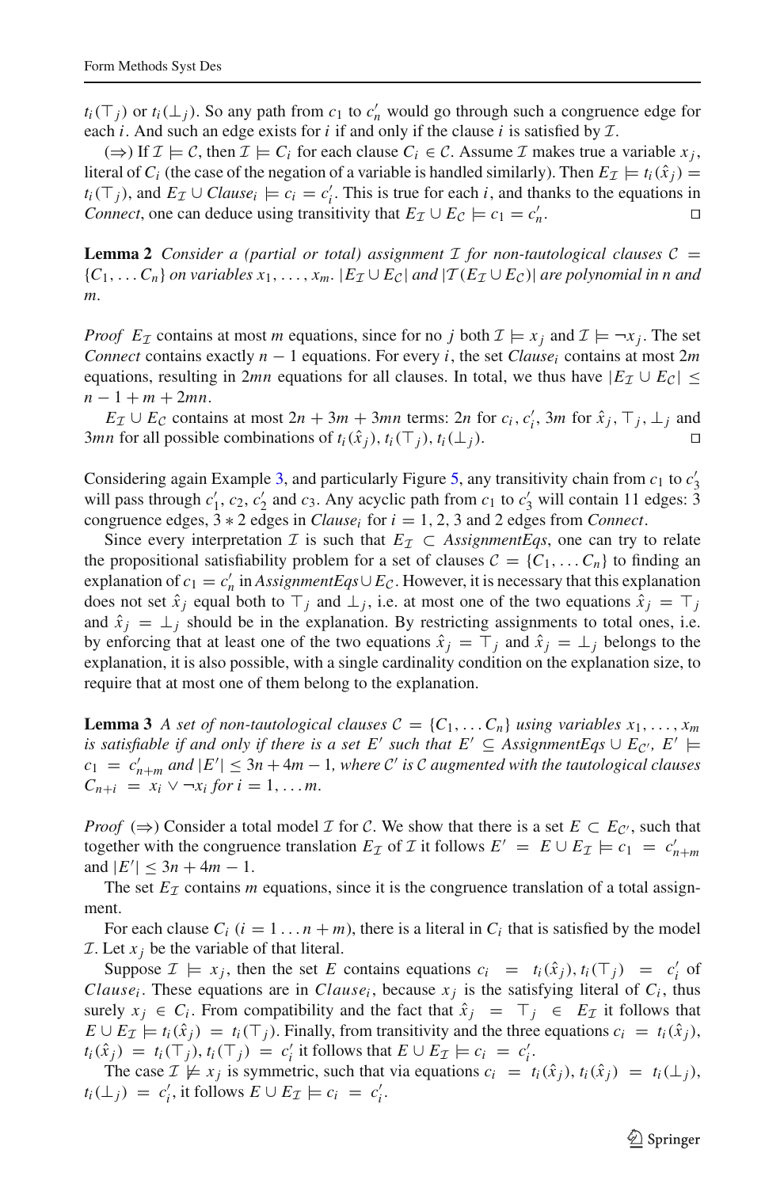$t_i(\top_j)$ or $t_i(\bot_j)$. So any path from $c_1$ to $c'_n$ would go through such a congruence edge for each $i$. And such an edge exists for $i$ if and only if the clause $i$ is satisfied by $\mathcal{I}$.

($\Rightarrow$) If $\mathcal{I} \models \mathcal{C}$, then $\mathcal{I} \models C_i$ for each clause $C_i \in \mathcal{C}$. Assume $\mathcal{I}$ makes true a variable $x_j$, literal of $C_i$ (the case of the negation of a variable is handled similarly). Then $E_\mathcal{I} \models t_i(\hat{x}_j) = t_i(\top_j)$, and $E_\mathcal{I} \cup \mathit{Clause}_i \models c_i = c'_i$. This is true for each $i$, and thanks to the equations in *Connect*, one can deduce using transitivity that $E_\mathcal{I} \cup E_\mathcal{C} \models c_1 = c'_n$. $\square$

**Lemma 2** *Consider a (partial or total) assignment $\mathcal{I}$ for non-tautological clauses $\mathcal{C} = \{C_1, \ldots C_n\}$ on variables $x_1, \ldots, x_m$. $|E_\mathcal{I} \cup E_\mathcal{C}|$ and $|\mathcal{T}(E_\mathcal{I} \cup E_\mathcal{C})|$ are polynomial in $n$ and $m$.*

*Proof* $E_\mathcal{I}$ contains at most $m$ equations, since for no $j$ both $\mathcal{I} \models x_j$ and $\mathcal{I} \models \neg x_j$. The set *Connect* contains exactly $n-1$ equations. For every $i$, the set $\mathit{Clause}_i$ contains at most $2m$ equations, resulting in $2mn$ equations for all clauses. In total, we thus have $|E_\mathcal{I} \cup E_\mathcal{C}| \leq n - 1 + m + 2mn$.

$E_\mathcal{I} \cup E_\mathcal{C}$ contains at most $2n + 3m + 3mn$ terms: $2n$ for $c_i, c'_i$, $3m$ for $\hat{x}_j, \top_j, \bot_j$ and $3mn$ for all possible combinations of $t_i(\hat{x}_j), t_i(\top_j), t_i(\bot_j)$. $\square$

Considering again Example 3, and particularly Figure 5, any transitivity chain from $c_1$ to $c'_3$ will pass through $c'_1$, $c_2$, $c'_2$ and $c_3$. Any acyclic path from $c_1$ to $c'_3$ will contain 11 edges: 3 congruence edges, $3 * 2$ edges in $\mathit{Clause}_i$ for $i = 1, 2, 3$ and 2 edges from *Connect*.

Since every interpretation $\mathcal{I}$ is such that $E_\mathcal{I} \subset \mathit{AssignmentEqs}$, one can try to relate the propositional satisfiability problem for a set of clauses $\mathcal{C} = \{C_1, \ldots C_n\}$ to finding an explanation of $c_1 = c'_n$ in $\mathit{AssignmentEqs} \cup E_\mathcal{C}$. However, it is necessary that this explanation does not set $\hat{x}_j$ equal both to $\top_j$ and $\bot_j$, i.e. at most one of the two equations $\hat{x}_j = \top_j$ and $\hat{x}_j = \bot_j$ should be in the explanation. By restricting assignments to total ones, i.e. by enforcing that at least one of the two equations $\hat{x}_j = \top_j$ and $\hat{x}_j = \bot_j$ belongs to the explanation, it is also possible, with a single cardinality condition on the explanation size, to require that at most one of them belong to the explanation.

**Lemma 3** *A set of non-tautological clauses $\mathcal{C} = \{C_1, \ldots C_n\}$ using variables $x_1, \ldots, x_m$ is satisfiable if and only if there is a set $E'$ such that $E' \subseteq \mathit{AssignmentEqs} \cup E_{\mathcal{C}'}$, $E' \models c_1 = c'_{n+m}$ and $|E'| \leq 3n + 4m - 1$, where $\mathcal{C}'$ is $\mathcal{C}$ augmented with the tautological clauses $C_{n+i} = x_i \vee \neg x_i$ for $i = 1, \ldots m$.*

*Proof* ($\Rightarrow$) Consider a total model $\mathcal{I}$ for $\mathcal{C}$. We show that there is a set $E \subset E_{\mathcal{C}'}$, such that together with the congruence translation $E_\mathcal{I}$ of $\mathcal{I}$ it follows $E' = E \cup E_\mathcal{I} \models c_1 = c'_{n+m}$ and $|E'| \leq 3n + 4m - 1$.

The set $E_\mathcal{I}$ contains $m$ equations, since it is the congruence translation of a total assignment.

For each clause $C_i$ ($i = 1 \ldots n + m$), there is a literal in $C_i$ that is satisfied by the model $\mathcal{I}$. Let $x_j$ be the variable of that literal.

Suppose $\mathcal{I} \models x_j$, then the set $E$ contains equations $c_i = t_i(\hat{x}_j), t_i(\top_j) = c'_i$ of $\mathit{Clause}_i$. These equations are in $\mathit{Clause}_i$, because $x_j$ is the satisfying literal of $C_i$, thus surely $x_j \in C_i$. From compatibility and the fact that $\hat{x}_j = \top_j \in E_\mathcal{I}$ it follows that $E \cup E_\mathcal{I} \models t_i(\hat{x}_j) = t_i(\top_j)$. Finally, from transitivity and the three equations $c_i = t_i(\hat{x}_j)$, $t_i(\hat{x}_j) = t_i(\top_j)$, $t_i(\top_j) = c'_i$ it follows that $E \cup E_\mathcal{I} \models c_i = c'_i$.

The case $\mathcal{I} \not\models x_j$ is symmetric, such that via equations $c_i = t_i(\hat{x}_j), t_i(\hat{x}_j) = t_i(\bot_j)$, $t_i(\bot_j) = c'_i$, it follows $E \cup E_\mathcal{I} \models c_i = c'_i$.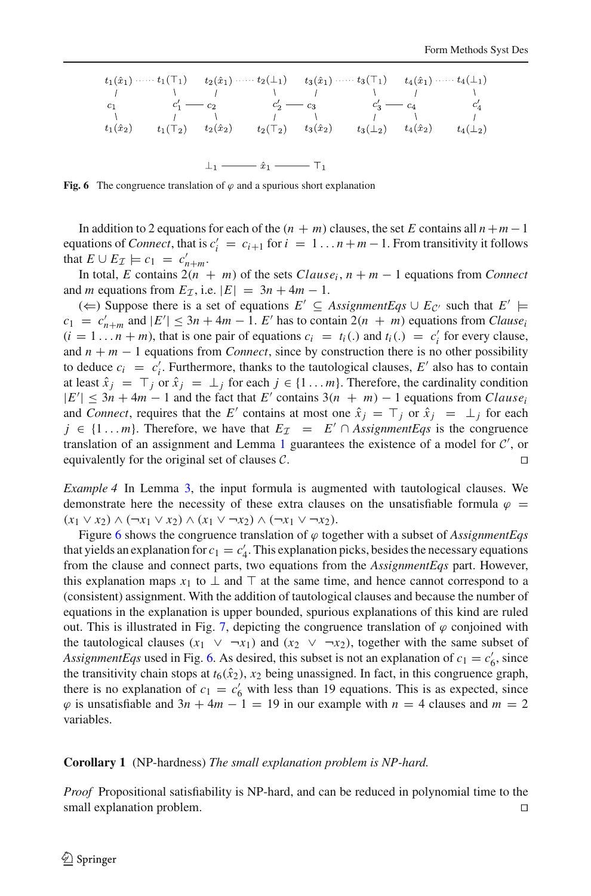$$
\begin{array}{cccccccc}
t_1(\hat{x}_1) \cdots t_1(\top_1) & t_2(\hat{x}_1) \cdots t_2(\bot_1) & t_3(\hat{x}_1) \cdots t_3(\top_1) & t_4(\hat{x}_1) \cdots t_4(\bot_1) \\
c_1 \quad c_1' — c_2 & c_2' — c_3 & c_3' — c_4 & c_4' \\
t_1(\hat{x}_2) \quad t_1(\top_2) & t_2(\hat{x}_2) \quad t_2(\top_2) & t_3(\hat{x}_2) \quad t_3(\bot_2) & t_4(\hat{x}_2) \quad t_4(\bot_2)
\end{array}
$$

$$
\bot_1 ——— \hat{x}_1 ——— \top_1
$$

**Fig. 6** The congruence translation of $\varphi$ and a spurious short explanation

In addition to 2 equations for each of the $(n + m)$ clauses, the set $E$ contains all $n+m-1$ equations of *Connect*, that is $c_i' = c_{i+1}$ for $i = 1 \ldots n+m-1$. From transitivity it follows that $E \cup E_{\mathcal{I}} \models c_1 = c_{n+m}'$.

In total, $E$ contains $2(n + m)$ of the sets $Clause_i$, $n + m - 1$ equations from *Connect* and $m$ equations from $E_{\mathcal{I}}$, i.e. $|E| = 3n + 4m - 1$.

($\Leftarrow$) Suppose there is a set of equations $E' \subseteq AssignmentEqs \cup E_{\mathcal{C}'}$ such that $E' \models c_1 = c_{n+m}'$ and $|E'| \leq 3n + 4m - 1$. $E'$ has to contain $2(n + m)$ equations from $Clause_i$ $(i = 1 \ldots n+m)$, that is one pair of equations $c_i = t_i(.)$ and $t_i(.) = c_i'$ for every clause, and $n + m - 1$ equations from *Connect*, since by construction there is no other possibility to deduce $c_i = c_i'$. Furthermore, thanks to the tautological clauses, $E'$ also has to contain at least $\hat{x}_j = \top_j$ or $\hat{x}_j = \bot_j$ for each $j \in \{1 \ldots m\}$. Therefore, the cardinality condition $|E'| \leq 3n + 4m - 1$ and the fact that $E'$ contains $3(n + m) - 1$ equations from $Clause_i$ and *Connect*, requires that the $E'$ contains at most one $\hat{x}_j = \top_j$ or $\hat{x}_j = \bot_j$ for each $j \in \{1 \ldots m\}$. Therefore, we have that $E_{\mathcal{I}} = E' \cap AssignmentEqs$ is the congruence translation of an assignment and Lemma 1 guarantees the existence of a model for $\mathcal{C}'$, or equivalently for the original set of clauses $\mathcal{C}$. □

*Example 4* In Lemma 3, the input formula is augmented with tautological clauses. We demonstrate here the necessity of these extra clauses on the unsatisfiable formula $\varphi = (x_1 \vee x_2) \wedge (\neg x_1 \vee x_2) \wedge (x_1 \vee \neg x_2) \wedge (\neg x_1 \vee \neg x_2)$.

Figure 6 shows the congruence translation of $\varphi$ together with a subset of *AssignmentEqs* that yields an explanation for $c_1 = c_4'$. This explanation picks, besides the necessary equations from the clause and connect parts, two equations from the *AssignmentEqs* part. However, this explanation maps $x_1$ to $\bot$ and $\top$ at the same time, and hence cannot correspond to a (consistent) assignment. With the addition of tautological clauses and because the number of equations in the explanation is upper bounded, spurious explanations of this kind are ruled out. This is illustrated in Fig. 7, depicting the congruence translation of $\varphi$ conjoined with the tautological clauses $(x_1 \vee \neg x_1)$ and $(x_2 \vee \neg x_2)$, together with the same subset of *AssignmentEqs* used in Fig. 6. As desired, this subset is not an explanation of $c_1 = c_6'$, since the transitivity chain stops at $t_6(\hat{x}_2)$, $x_2$ being unassigned. In fact, in this congruence graph, there is no explanation of $c_1 = c_6'$ with less than 19 equations. This is as expected, since $\varphi$ is unsatisfiable and $3n + 4m - 1 = 19$ in our example with $n = 4$ clauses and $m = 2$ variables.

**Corollary 1** (NP-hardness) *The small explanation problem is NP-hard.*

*Proof* Propositional satisfiability is NP-hard, and can be reduced in polynomial time to the small explanation problem. □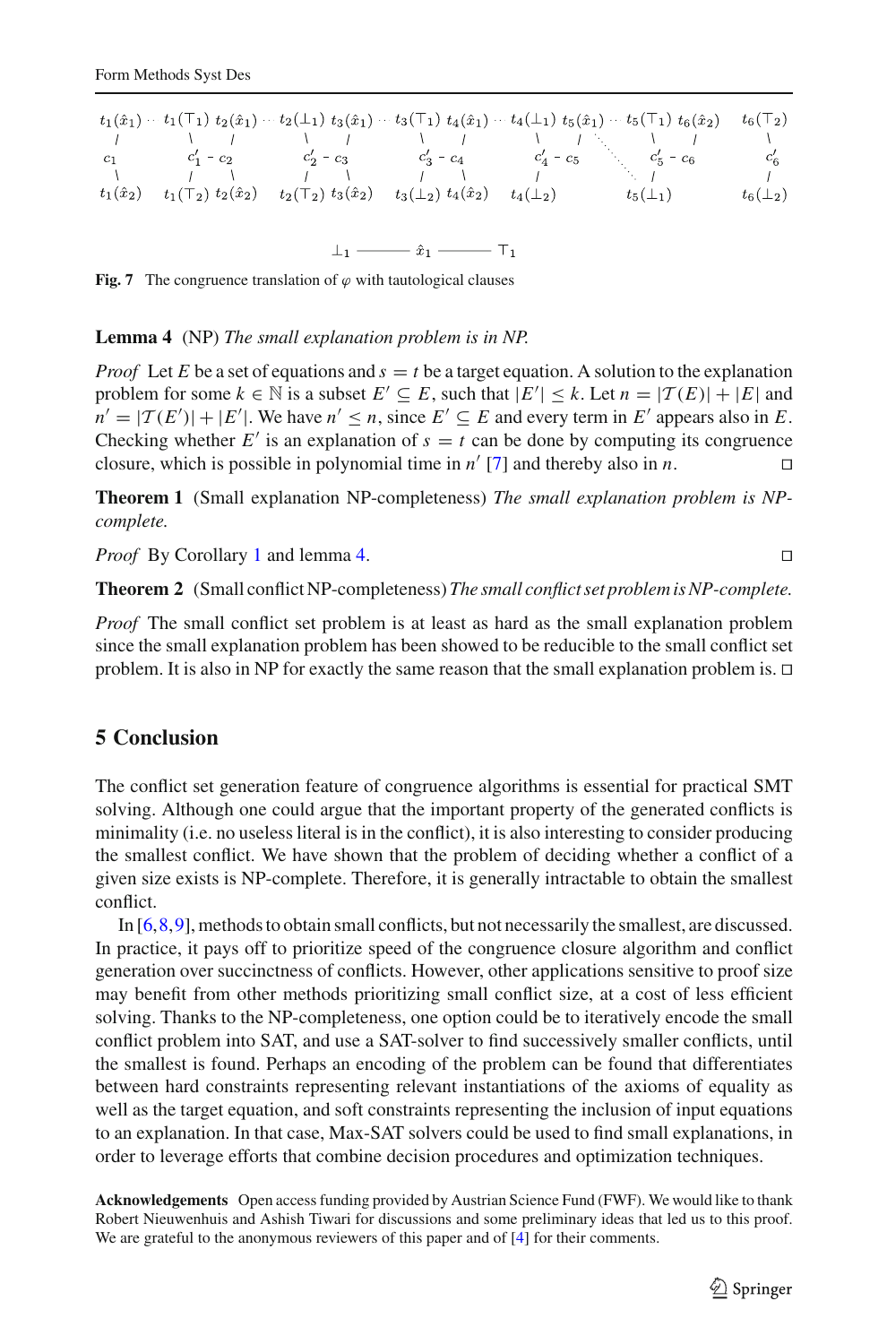$t_1(\hat{x}_1) \cdot\cdot\ t_1(\top_1)\ t_2(\hat{x}_1) \cdot\cdot\ t_2(\bot_1)\ t_3(\hat{x}_1) \cdot\cdot\ t_3(\top_1)\ t_4(\hat{x}_1) \cdot\cdot\ t_4(\bot_1)\ t_5(\hat{x}_1) \cdot\cdot\ t_5(\top_1)\ t_6(\hat{x}_2)\quad t_6(\top_2)$

$c_1 \quad c'_1 - c_2 \quad c'_2 - c_3 \quad c'_3 - c_4 \quad c'_4 - c_5 \quad c'_5 - c_6 \quad c'_6$

$t_1(\hat{x}_2)\quad t_1(\top_2)\ t_2(\hat{x}_2)\quad t_2(\top_2)\ t_3(\hat{x}_2)\quad t_3(\bot_2)\ t_4(\hat{x}_2)\quad t_4(\bot_2)\quad t_5(\bot_1)\quad t_6(\bot_2)$

$\bot_1$ ——— $\hat{x}_1$ ——— $\top_1$

**Fig. 7** The congruence translation of $\varphi$ with tautological clauses

**Lemma 4** (NP) *The small explanation problem is in NP.*

*Proof* Let $E$ be a set of equations and $s = t$ be a target equation. A solution to the explanation problem for some $k \in \mathbb{N}$ is a subset $E' \subseteq E$, such that $|E'| \leq k$. Let $n = |\mathcal{T}(E)| + |E|$ and $n' = |\mathcal{T}(E')| + |E'|$. We have $n' \leq n$, since $E' \subseteq E$ and every term in $E'$ appears also in $E$. Checking whether $E'$ is an explanation of $s = t$ can be done by computing its congruence closure, which is possible in polynomial time in $n'$ [7] and thereby also in $n$. □

**Theorem 1** (Small explanation NP-completeness) *The small explanation problem is NP-complete.*

*Proof* By Corollary 1 and lemma 4. □

**Theorem 2** (Small conflict NP-completeness) *The small conflict set problem is NP-complete.*

*Proof* The small conflict set problem is at least as hard as the small explanation problem since the small explanation problem has been showed to be reducible to the small conflict set problem. It is also in NP for exactly the same reason that the small explanation problem is. □

## 5 Conclusion

The conflict set generation feature of congruence algorithms is essential for practical SMT solving. Although one could argue that the important property of the generated conflicts is minimality (i.e. no useless literal is in the conflict), it is also interesting to consider producing the smallest conflict. We have shown that the problem of deciding whether a conflict of a given size exists is NP-complete. Therefore, it is generally intractable to obtain the smallest conflict.

In [6,8,9], methods to obtain small conflicts, but not necessarily the smallest, are discussed. In practice, it pays off to prioritize speed of the congruence closure algorithm and conflict generation over succinctness of conflicts. However, other applications sensitive to proof size may benefit from other methods prioritizing small conflict size, at a cost of less efficient solving. Thanks to the NP-completeness, one option could be to iteratively encode the small conflict problem into SAT, and use a SAT-solver to find successively smaller conflicts, until the smallest is found. Perhaps an encoding of the problem can be found that differentiates between hard constraints representing relevant instantiations of the axioms of equality as well as the target equation, and soft constraints representing the inclusion of input equations to an explanation. In that case, Max-SAT solvers could be used to find small explanations, in order to leverage efforts that combine decision procedures and optimization techniques.

**Acknowledgements** Open access funding provided by Austrian Science Fund (FWF). We would like to thank Robert Nieuwenhuis and Ashish Tiwari for discussions and some preliminary ideas that led us to this proof. We are grateful to the anonymous reviewers of this paper and of [4] for their comments.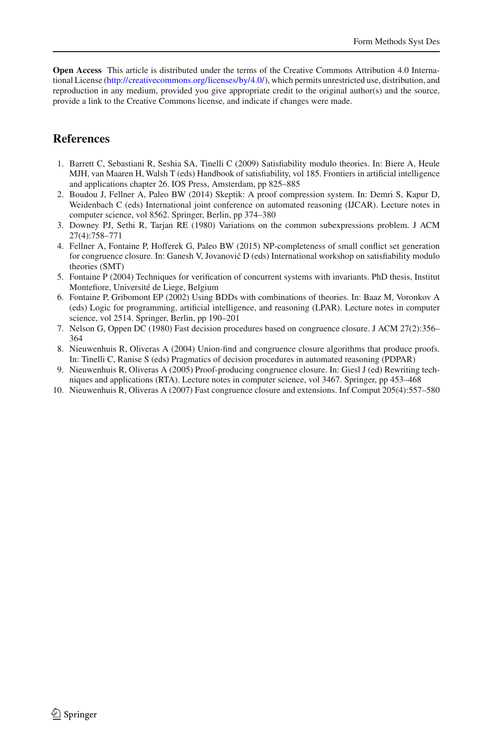**Open Access** This article is distributed under the terms of the Creative Commons Attribution 4.0 International License (http://creativecommons.org/licenses/by/4.0/), which permits unrestricted use, distribution, and reproduction in any medium, provided you give appropriate credit to the original author(s) and the source, provide a link to the Creative Commons license, and indicate if changes were made.

## References

1. Barrett C, Sebastiani R, Seshia SA, Tinelli C (2009) Satisfiability modulo theories. In: Biere A, Heule MJH, van Maaren H, Walsh T (eds) Handbook of satisfiability, vol 185. Frontiers in artificial intelligence and applications chapter 26. IOS Press, Amsterdam, pp 825–885
2. Boudou J, Fellner A, Paleo BW (2014) Skeptik: A proof compression system. In: Demri S, Kapur D, Weidenbach C (eds) International joint conference on automated reasoning (IJCAR). Lecture notes in computer science, vol 8562. Springer, Berlin, pp 374–380
3. Downey PJ, Sethi R, Tarjan RE (1980) Variations on the common subexpressions problem. J ACM 27(4):758–771
4. Fellner A, Fontaine P, Hofferek G, Paleo BW (2015) NP-completeness of small conflict set generation for congruence closure. In: Ganesh V, Jovanović D (eds) International workshop on satisfiability modulo theories (SMT)
5. Fontaine P (2004) Techniques for verification of concurrent systems with invariants. PhD thesis, Institut Montefiore, Université de Liege, Belgium
6. Fontaine P, Gribomont EP (2002) Using BDDs with combinations of theories. In: Baaz M, Voronkov A (eds) Logic for programming, artificial intelligence, and reasoning (LPAR). Lecture notes in computer science, vol 2514. Springer, Berlin, pp 190–201
7. Nelson G, Oppen DC (1980) Fast decision procedures based on congruence closure. J ACM 27(2):356–364
8. Nieuwenhuis R, Oliveras A (2004) Union-find and congruence closure algorithms that produce proofs. In: Tinelli C, Ranise S (eds) Pragmatics of decision procedures in automated reasoning (PDPAR)
9. Nieuwenhuis R, Oliveras A (2005) Proof-producing congruence closure. In: Giesl J (ed) Rewriting techniques and applications (RTA). Lecture notes in computer science, vol 3467. Springer, pp 453–468
10. Nieuwenhuis R, Oliveras A (2007) Fast congruence closure and extensions. Inf Comput 205(4):557–580